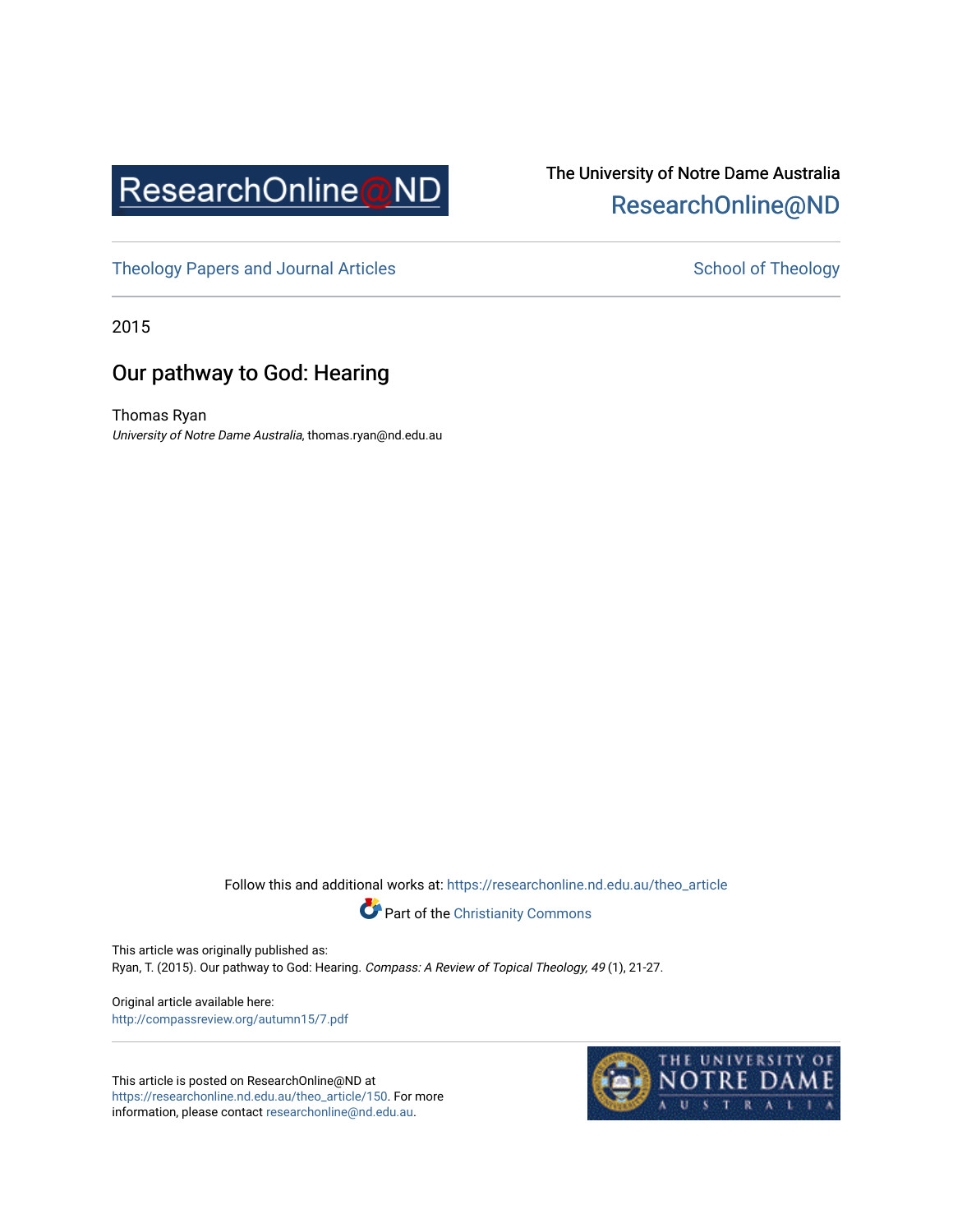ResearchOnline@ND

The University of Notre Dame Australia
ResearchOnline@ND

Theology Papers and Journal Articles

School of Theology

2015

# Our pathway to God: Hearing

Thomas Ryan
*University of Notre Dame Australia*, thomas.ryan@nd.edu.au

Follow this and additional works at: https://researchonline.nd.edu.au/theo_article

Part of the Christianity Commons

This article was originally published as:
Ryan, T. (2015). Our pathway to God: Hearing. *Compass: A Review of Topical Theology, 49* (1), 21-27.

Original article available here:
http://compassreview.org/autumn15/7.pdf

This article is posted on ResearchOnline@ND at https://researchonline.nd.edu.au/theo_article/150. For more information, please contact researchonline@nd.edu.au.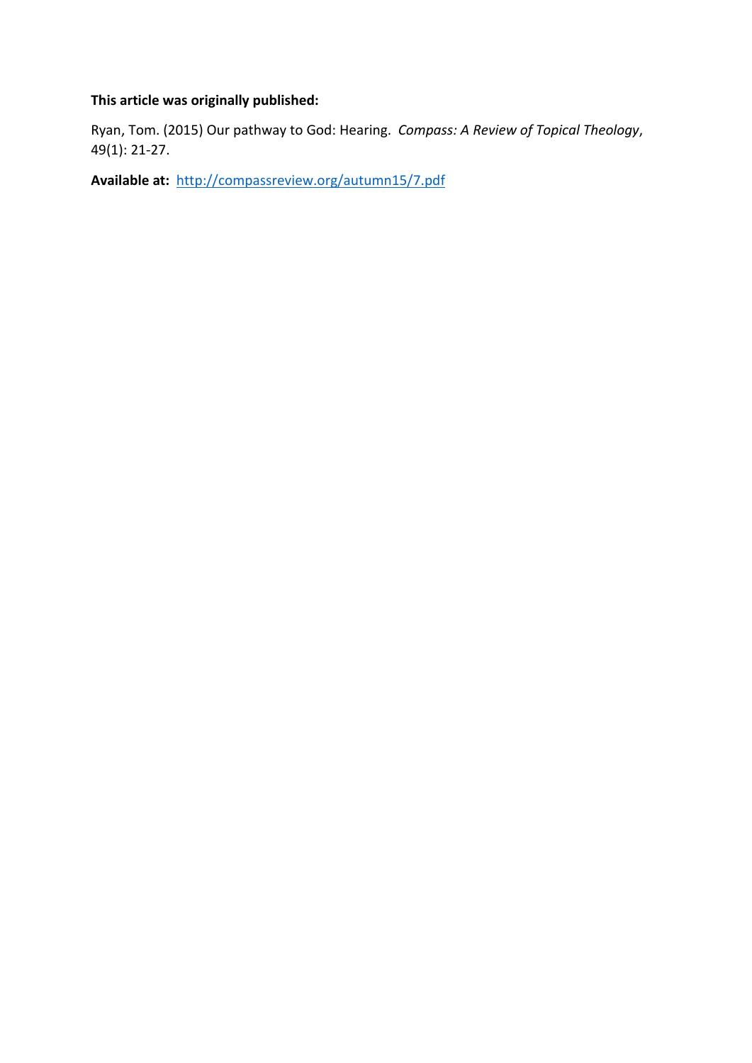**This article was originally published:**

Ryan, Tom. (2015) Our pathway to God: Hearing. *Compass: A Review of Topical Theology*, 49(1): 21-27.

**Available at:** http://compassreview.org/autumn15/7.pdf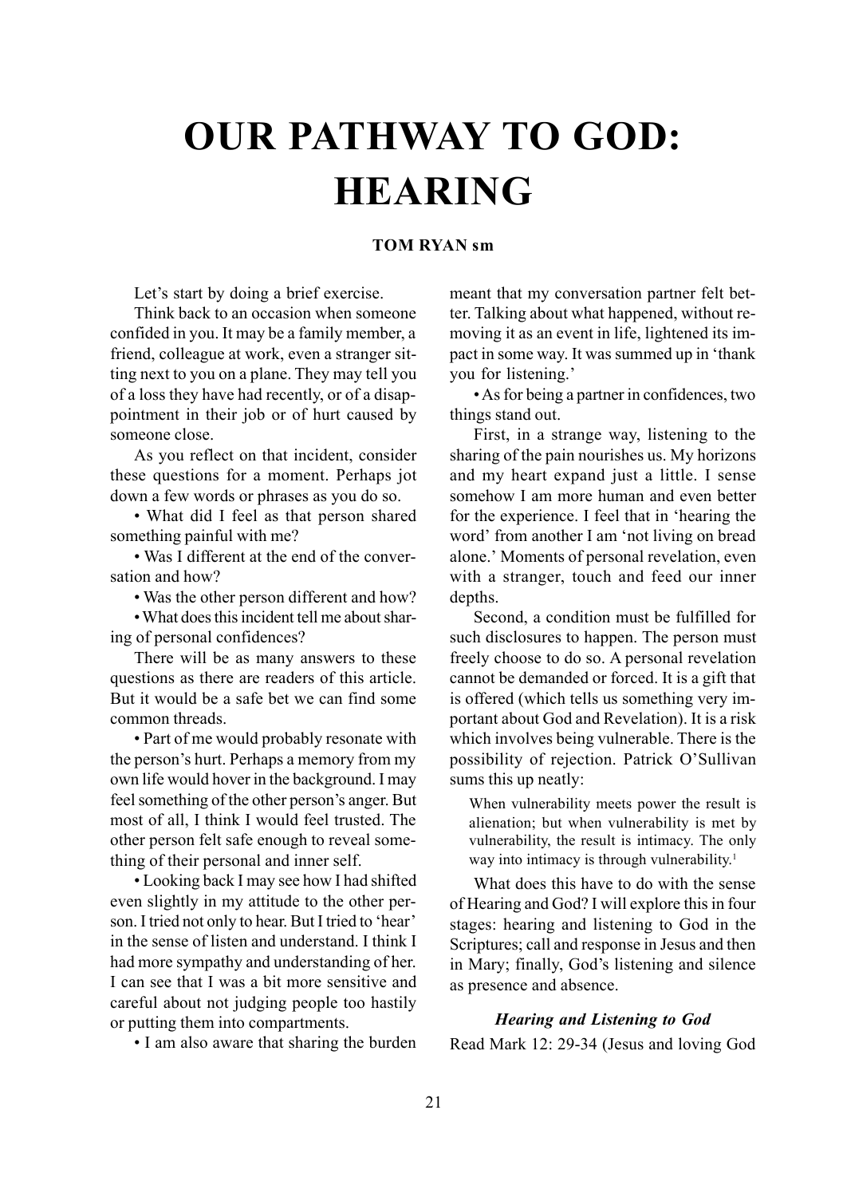# OUR PATHWAY TO GOD: HEARING

**TOM RYAN sm**

Let's start by doing a brief exercise.

Think back to an occasion when someone confided in you. It may be a family member, a friend, colleague at work, even a stranger sitting next to you on a plane. They may tell you of a loss they have had recently, or of a disappointment in their job or of hurt caused by someone close.

As you reflect on that incident, consider these questions for a moment. Perhaps jot down a few words or phrases as you do so.

- What did I feel as that person shared something painful with me?
- Was I different at the end of the conversation and how?
- Was the other person different and how?
- What does this incident tell me about sharing of personal confidences?

There will be as many answers to these questions as there are readers of this article. But it would be a safe bet we can find some common threads.

- Part of me would probably resonate with the person's hurt. Perhaps a memory from my own life would hover in the background. I may feel something of the other person's anger. But most of all, I think I would feel trusted. The other person felt safe enough to reveal something of their personal and inner self.
- Looking back I may see how I had shifted even slightly in my attitude to the other person. I tried not only to hear. But I tried to 'hear' in the sense of listen and understand. I think I had more sympathy and understanding of her. I can see that I was a bit more sensitive and careful about not judging people too hastily or putting them into compartments.
- I am also aware that sharing the burden meant that my conversation partner felt better. Talking about what happened, without removing it as an event in life, lightened its impact in some way. It was summed up in 'thank you for listening.'
- As for being a partner in confidences, two things stand out.

First, in a strange way, listening to the sharing of the pain nourishes us. My horizons and my heart expand just a little. I sense somehow I am more human and even better for the experience. I feel that in 'hearing the word' from another I am 'not living on bread alone.' Moments of personal revelation, even with a stranger, touch and feed our inner depths.

Second, a condition must be fulfilled for such disclosures to happen. The person must freely choose to do so. A personal revelation cannot be demanded or forced. It is a gift that is offered (which tells us something very important about God and Revelation). It is a risk which involves being vulnerable. There is the possibility of rejection. Patrick O'Sullivan sums this up neatly:

> When vulnerability meets power the result is alienation; but when vulnerability is met by vulnerability, the result is intimacy. The only way into intimacy is through vulnerability.[1]

What does this have to do with the sense of Hearing and God? I will explore this in four stages: hearing and listening to God in the Scriptures; call and response in Jesus and then in Mary; finally, God's listening and silence as presence and absence.

### *Hearing and Listening to God*

Read Mark 12: 29-34 (Jesus and loving God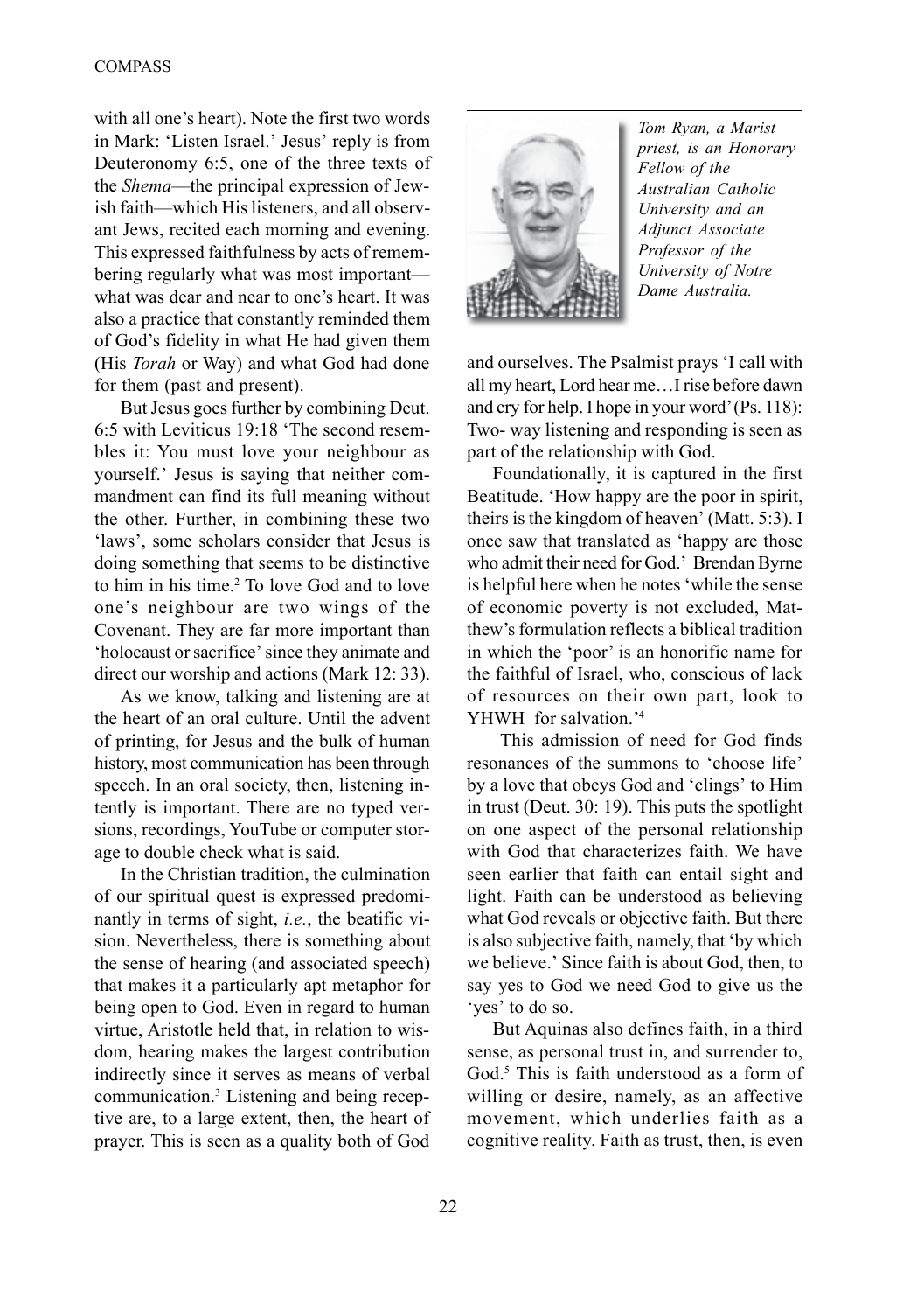with all one's heart). Note the first two words in Mark: 'Listen Israel.' Jesus' reply is from Deuteronomy 6:5, one of the three texts of the *Shema*—the principal expression of Jewish faith—which His listeners, and all observant Jews, recited each morning and evening. This expressed faithfulness by acts of remembering regularly what was most important—what was dear and near to one's heart. It was also a practice that constantly reminded them of God's fidelity in what He had given them (His *Torah* or Way) and what God had done for them (past and present).

But Jesus goes further by combining Deut. 6:5 with Leviticus 19:18 'The second resembles it: You must love your neighbour as yourself.' Jesus is saying that neither commandment can find its full meaning without the other. Further, in combining these two 'laws', some scholars consider that Jesus is doing something that seems to be distinctive to him in his time.[2] To love God and to love one's neighbour are two wings of the Covenant. They are far more important than 'holocaust or sacrifice' since they animate and direct our worship and actions (Mark 12: 33).

As we know, talking and listening are at the heart of an oral culture. Until the advent of printing, for Jesus and the bulk of human history, most communication has been through speech. In an oral society, then, listening intently is important. There are no typed versions, recordings, YouTube or computer storage to double check what is said.

In the Christian tradition, the culmination of our spiritual quest is expressed predominantly in terms of sight, *i.e.*, the beatific vision. Nevertheless, there is something about the sense of hearing (and associated speech) that makes it a particularly apt metaphor for being open to God. Even in regard to human virtue, Aristotle held that, in relation to wisdom, hearing makes the largest contribution indirectly since it serves as means of verbal communication.[3] Listening and being receptive are, to a large extent, then, the heart of prayer. This is seen as a quality both of God and ourselves. The Psalmist prays 'I call with all my heart, Lord hear me…I rise before dawn and cry for help. I hope in your word' (Ps. 118): Two- way listening and responding is seen as part of the relationship with God.

*Tom Ryan, a Marist priest, is an Honorary Fellow of the Australian Catholic University and an Adjunct Associate Professor of the University of Notre Dame Australia.*

Foundationally, it is captured in the first Beatitude. 'How happy are the poor in spirit, theirs is the kingdom of heaven' (Matt. 5:3). I once saw that translated as 'happy are those who admit their need for God.' Brendan Byrne is helpful here when he notes 'while the sense of economic poverty is not excluded, Matthew's formulation reflects a biblical tradition in which the 'poor' is an honorific name for the faithful of Israel, who, conscious of lack of resources on their own part, look to YHWH for salvation.'[4]

This admission of need for God finds resonances of the summons to 'choose life' by a love that obeys God and 'clings' to Him in trust (Deut. 30: 19). This puts the spotlight on one aspect of the personal relationship with God that characterizes faith. We have seen earlier that faith can entail sight and light. Faith can be understood as believing what God reveals or objective faith. But there is also subjective faith, namely, that 'by which we believe.' Since faith is about God, then, to say yes to God we need God to give us the 'yes' to do so.

But Aquinas also defines faith, in a third sense, as personal trust in, and surrender to, God.[5] This is faith understood as a form of willing or desire, namely, as an affective movement, which underlies faith as a cognitive reality. Faith as trust, then, is even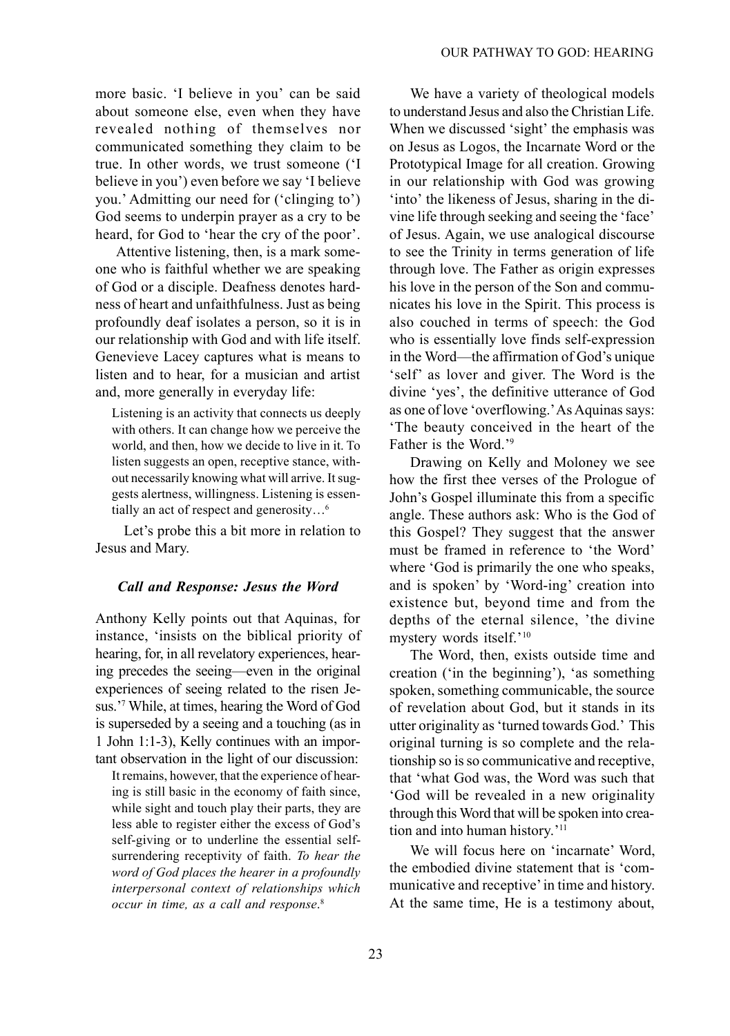more basic. 'I believe in you' can be said about someone else, even when they have revealed nothing of themselves nor communicated something they claim to be true. In other words, we trust someone ('I believe in you') even before we say 'I believe you.' Admitting our need for ('clinging to') God seems to underpin prayer as a cry to be heard, for God to 'hear the cry of the poor'.

Attentive listening, then, is a mark someone who is faithful whether we are speaking of God or a disciple. Deafness denotes hardness of heart and unfaithfulness. Just as being profoundly deaf isolates a person, so it is in our relationship with God and with life itself. Genevieve Lacey captures what is means to listen and to hear, for a musician and artist and, more generally in everyday life:

> Listening is an activity that connects us deeply with others. It can change how we perceive the world, and then, how we decide to live in it. To listen suggests an open, receptive stance, without necessarily knowing what will arrive. It suggests alertness, willingness. Listening is essentially an act of respect and generosity…[6]

Let's probe this a bit more in relation to Jesus and Mary.

### *Call and Response: Jesus the Word*

Anthony Kelly points out that Aquinas, for instance, 'insists on the biblical priority of hearing, for, in all revelatory experiences, hearing precedes the seeing—even in the original experiences of seeing related to the risen Jesus.'[7] While, at times, hearing the Word of God is superseded by a seeing and a touching (as in 1 John 1:1-3), Kelly continues with an important observation in the light of our discussion:

> It remains, however, that the experience of hearing is still basic in the economy of faith since, while sight and touch play their parts, they are less able to register either the excess of God's self-giving or to underline the essential self-surrendering receptivity of faith. *To hear the word of God places the hearer in a profoundly interpersonal context of relationships which occur in time, as a call and response*.[8]

We have a variety of theological models to understand Jesus and also the Christian Life. When we discussed 'sight' the emphasis was on Jesus as Logos, the Incarnate Word or the Prototypical Image for all creation. Growing in our relationship with God was growing 'into' the likeness of Jesus, sharing in the divine life through seeking and seeing the 'face' of Jesus. Again, we use analogical discourse to see the Trinity in terms generation of life through love. The Father as origin expresses his love in the person of the Son and communicates his love in the Spirit. This process is also couched in terms of speech: the God who is essentially love finds self-expression in the Word—the affirmation of God's unique 'self' as lover and giver. The Word is the divine 'yes', the definitive utterance of God as one of love 'overflowing.' As Aquinas says: 'The beauty conceived in the heart of the Father is the Word.'[9]

Drawing on Kelly and Moloney we see how the first thee verses of the Prologue of John's Gospel illuminate this from a specific angle. These authors ask: Who is the God of this Gospel? They suggest that the answer must be framed in reference to 'the Word' where 'God is primarily the one who speaks, and is spoken' by 'Word-ing' creation into existence but, beyond time and from the depths of the eternal silence, 'the divine mystery words itself.'[10]

The Word, then, exists outside time and creation ('in the beginning'), 'as something spoken, something communicable, the source of revelation about God, but it stands in its utter originality as 'turned towards God.' This original turning is so complete and the relationship so is so communicative and receptive, that 'what God was, the Word was such that 'God will be revealed in a new originality through this Word that will be spoken into creation and into human history.'[11]

We will focus here on 'incarnate' Word, the embodied divine statement that is 'communicative and receptive' in time and history. At the same time, He is a testimony about,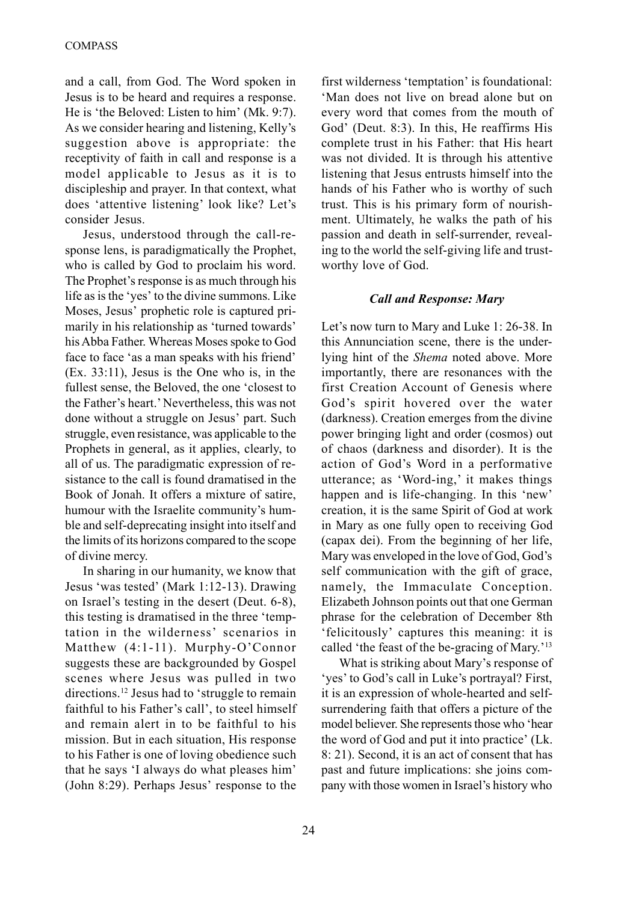and a call, from God. The Word spoken in Jesus is to be heard and requires a response. He is 'the Beloved: Listen to him' (Mk. 9:7). As we consider hearing and listening, Kelly's suggestion above is appropriate: the receptivity of faith in call and response is a model applicable to Jesus as it is to discipleship and prayer. In that context, what does 'attentive listening' look like? Let's consider Jesus.

Jesus, understood through the call-response lens, is paradigmatically the Prophet, who is called by God to proclaim his word. The Prophet's response is as much through his life as is the 'yes' to the divine summons. Like Moses, Jesus' prophetic role is captured primarily in his relationship as 'turned towards' his Abba Father. Whereas Moses spoke to God face to face 'as a man speaks with his friend' (Ex. 33:11), Jesus is the One who is, in the fullest sense, the Beloved, the one 'closest to the Father's heart.' Nevertheless, this was not done without a struggle on Jesus' part. Such struggle, even resistance, was applicable to the Prophets in general, as it applies, clearly, to all of us. The paradigmatic expression of resistance to the call is found dramatised in the Book of Jonah. It offers a mixture of satire, humour with the Israelite community's humble and self-deprecating insight into itself and the limits of its horizons compared to the scope of divine mercy.

In sharing in our humanity, we know that Jesus 'was tested' (Mark 1:12-13). Drawing on Israel's testing in the desert (Deut. 6-8), this testing is dramatised in the three 'temptation in the wilderness' scenarios in Matthew (4:1-11). Murphy-O'Connor suggests these are backgrounded by Gospel scenes where Jesus was pulled in two directions.[12] Jesus had to 'struggle to remain faithful to his Father's call', to steel himself and remain alert in to be faithful to his mission. But in each situation, His response to his Father is one of loving obedience such that he says 'I always do what pleases him' (John 8:29). Perhaps Jesus' response to the first wilderness 'temptation' is foundational: 'Man does not live on bread alone but on every word that comes from the mouth of God' (Deut. 8:3). In this, He reaffirms His complete trust in his Father: that His heart was not divided. It is through his attentive listening that Jesus entrusts himself into the hands of his Father who is worthy of such trust. This is his primary form of nourishment. Ultimately, he walks the path of his passion and death in self-surrender, revealing to the world the self-giving life and trustworthy love of God.

### *Call and Response: Mary*

Let's now turn to Mary and Luke 1: 26-38. In this Annunciation scene, there is the underlying hint of the *Shema* noted above. More importantly, there are resonances with the first Creation Account of Genesis where God's spirit hovered over the water (darkness). Creation emerges from the divine power bringing light and order (cosmos) out of chaos (darkness and disorder). It is the action of God's Word in a performative utterance; as 'Word-ing,' it makes things happen and is life-changing. In this 'new' creation, it is the same Spirit of God at work in Mary as one fully open to receiving God (capax dei). From the beginning of her life, Mary was enveloped in the love of God, God's self communication with the gift of grace, namely, the Immaculate Conception. Elizabeth Johnson points out that one German phrase for the celebration of December 8th 'felicitously' captures this meaning: it is called 'the feast of the be-gracing of Mary.'[13]

What is striking about Mary's response of 'yes' to God's call in Luke's portrayal? First, it is an expression of whole-hearted and self-surrendering faith that offers a picture of the model believer. She represents those who 'hear the word of God and put it into practice' (Lk. 8: 21). Second, it is an act of consent that has past and future implications: she joins company with those women in Israel's history who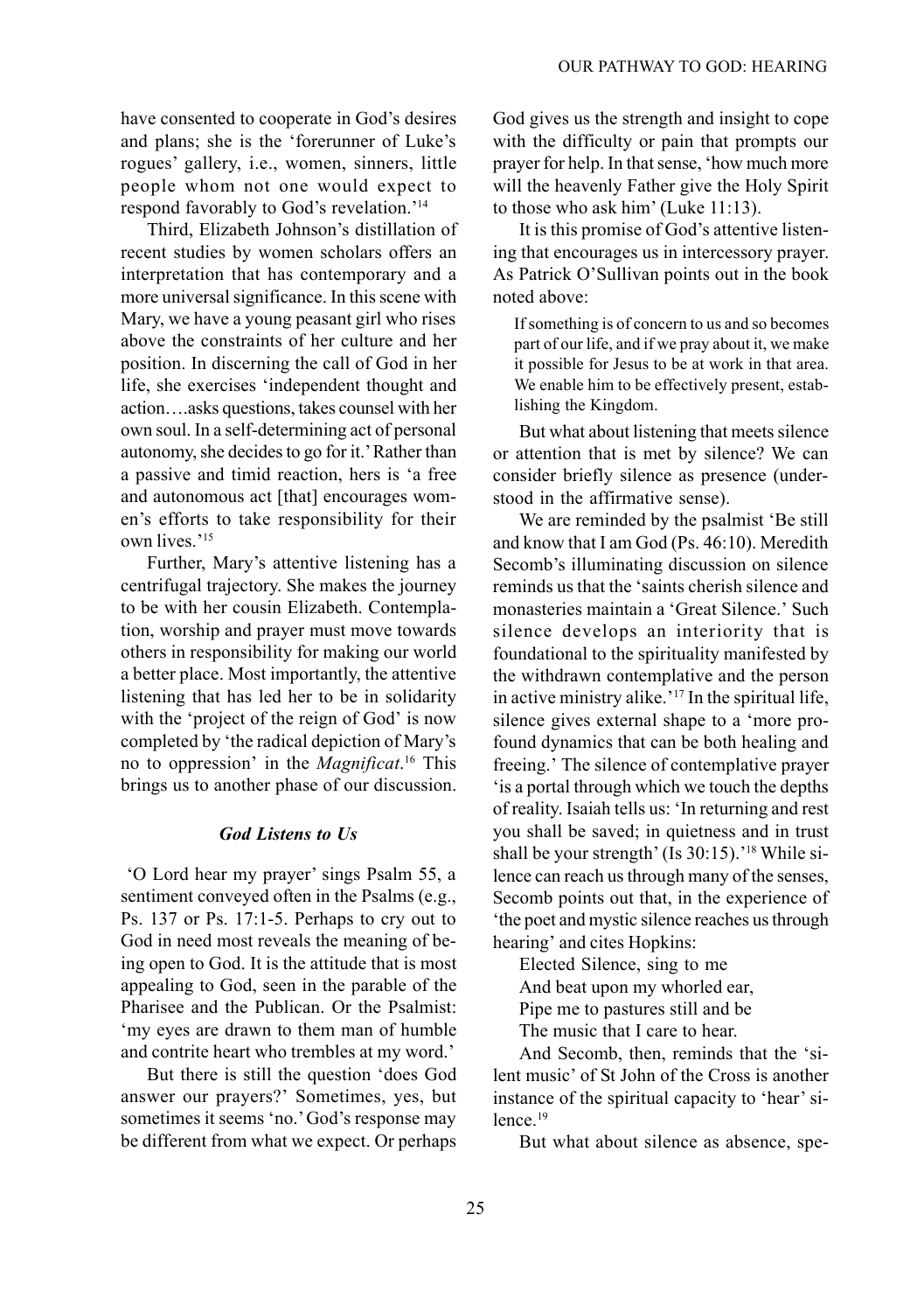have consented to cooperate in God's desires and plans; she is the 'forerunner of Luke's rogues' gallery, i.e., women, sinners, little people whom not one would expect to respond favorably to God's revelation.'[14]

Third, Elizabeth Johnson's distillation of recent studies by women scholars offers an interpretation that has contemporary and a more universal significance. In this scene with Mary, we have a young peasant girl who rises above the constraints of her culture and her position. In discerning the call of God in her life, she exercises 'independent thought and action….asks questions, takes counsel with her own soul. In a self-determining act of personal autonomy, she decides to go for it.' Rather than a passive and timid reaction, hers is 'a free and autonomous act [that] encourages women's efforts to take responsibility for their own lives.'[15]

Further, Mary's attentive listening has a centrifugal trajectory. She makes the journey to be with her cousin Elizabeth. Contemplation, worship and prayer must move towards others in responsibility for making our world a better place. Most importantly, the attentive listening that has led her to be in solidarity with the 'project of the reign of God' is now completed by 'the radical depiction of Mary's no to oppression' in the *Magnificat*.[16] This brings us to another phase of our discussion.

### *God Listens to Us*

'O Lord hear my prayer' sings Psalm 55, a sentiment conveyed often in the Psalms (e.g., Ps. 137 or Ps. 17:1-5. Perhaps to cry out to God in need most reveals the meaning of being open to God. It is the attitude that is most appealing to God, seen in the parable of the Pharisee and the Publican. Or the Psalmist: 'my eyes are drawn to them man of humble and contrite heart who trembles at my word.'

But there is still the question 'does God answer our prayers?' Sometimes, yes, but sometimes it seems 'no.' God's response may be different from what we expect. Or perhaps God gives us the strength and insight to cope with the difficulty or pain that prompts our prayer for help. In that sense, 'how much more will the heavenly Father give the Holy Spirit to those who ask him' (Luke 11:13).

It is this promise of God's attentive listening that encourages us in intercessory prayer. As Patrick O'Sullivan points out in the book noted above:

> If something is of concern to us and so becomes part of our life, and if we pray about it, we make it possible for Jesus to be at work in that area. We enable him to be effectively present, establishing the Kingdom.

But what about listening that meets silence or attention that is met by silence? We can consider briefly silence as presence (understood in the affirmative sense).

We are reminded by the psalmist 'Be still and know that I am God (Ps. 46:10). Meredith Secomb's illuminating discussion on silence reminds us that the 'saints cherish silence and monasteries maintain a 'Great Silence.' Such silence develops an interiority that is foundational to the spirituality manifested by the withdrawn contemplative and the person in active ministry alike.'[17] In the spiritual life, silence gives external shape to a 'more profound dynamics that can be both healing and freeing.' The silence of contemplative prayer 'is a portal through which we touch the depths of reality. Isaiah tells us: 'In returning and rest you shall be saved; in quietness and in trust shall be your strength' (Is 30:15).'[18] While silence can reach us through many of the senses, Secomb points out that, in the experience of 'the poet and mystic silence reaches us through hearing' and cites Hopkins:

> Elected Silence, sing to me
> And beat upon my whorled ear,
> Pipe me to pastures still and be
> The music that I care to hear.

And Secomb, then, reminds that the 'silent music' of St John of the Cross is another instance of the spiritual capacity to 'hear' silence.[19]

But what about silence as absence, spe-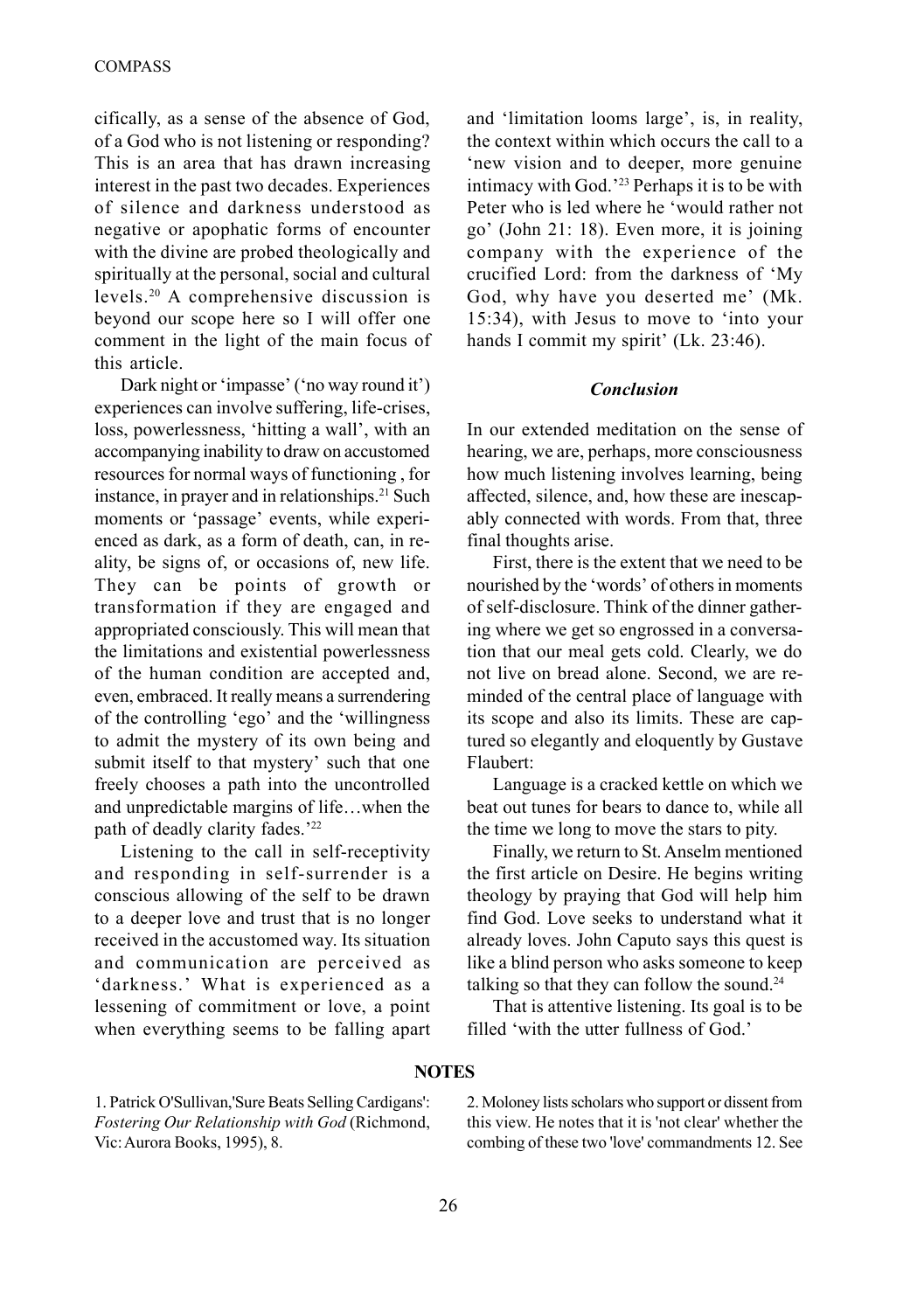cifically, as a sense of the absence of God, of a God who is not listening or responding? This is an area that has drawn increasing interest in the past two decades. Experiences of silence and darkness understood as negative or apophatic forms of encounter with the divine are probed theologically and spiritually at the personal, social and cultural levels.[20] A comprehensive discussion is beyond our scope here so I will offer one comment in the light of the main focus of this article.

Dark night or 'impasse' ('no way round it') experiences can involve suffering, life-crises, loss, powerlessness, 'hitting a wall', with an accompanying inability to draw on accustomed resources for normal ways of functioning , for instance, in prayer and in relationships.[21] Such moments or 'passage' events, while experienced as dark, as a form of death, can, in reality, be signs of, or occasions of, new life. They can be points of growth or transformation if they are engaged and appropriated consciously. This will mean that the limitations and existential powerlessness of the human condition are accepted and, even, embraced. It really means a surrendering of the controlling 'ego' and the 'willingness to admit the mystery of its own being and submit itself to that mystery' such that one freely chooses a path into the uncontrolled and unpredictable margins of life…when the path of deadly clarity fades.'[22]

Listening to the call in self-receptivity and responding in self-surrender is a conscious allowing of the self to be drawn to a deeper love and trust that is no longer received in the accustomed way. Its situation and communication are perceived as 'darkness.' What is experienced as a lessening of commitment or love, a point when everything seems to be falling apart and 'limitation looms large', is, in reality, the context within which occurs the call to a 'new vision and to deeper, more genuine intimacy with God.'[23] Perhaps it is to be with Peter who is led where he 'would rather not go' (John 21: 18). Even more, it is joining company with the experience of the crucified Lord: from the darkness of 'My God, why have you deserted me' (Mk. 15:34), with Jesus to move to 'into your hands I commit my spirit' (Lk. 23:46).

### *Conclusion*

In our extended meditation on the sense of hearing, we are, perhaps, more consciousness how much listening involves learning, being affected, silence, and, how these are inescapably connected with words. From that, three final thoughts arise.

First, there is the extent that we need to be nourished by the 'words' of others in moments of self-disclosure. Think of the dinner gathering where we get so engrossed in a conversation that our meal gets cold. Clearly, we do not live on bread alone. Second, we are reminded of the central place of language with its scope and also its limits. These are captured so elegantly and eloquently by Gustave Flaubert:

Language is a cracked kettle on which we beat out tunes for bears to dance to, while all the time we long to move the stars to pity.

Finally, we return to St. Anselm mentioned the first article on Desire. He begins writing theology by praying that God will help him find God. Love seeks to understand what it already loves. John Caputo says this quest is like a blind person who asks someone to keep talking so that they can follow the sound.[24]

That is attentive listening. Its goal is to be filled 'with the utter fullness of God.'

## NOTES

1. Patrick O'Sullivan,'Sure Beats Selling Cardigans': *Fostering Our Relationship with God* (Richmond, Vic: Aurora Books, 1995), 8.

2. Moloney lists scholars who support or dissent from this view. He notes that it is 'not clear' whether the combing of these two 'love' commandments 12. See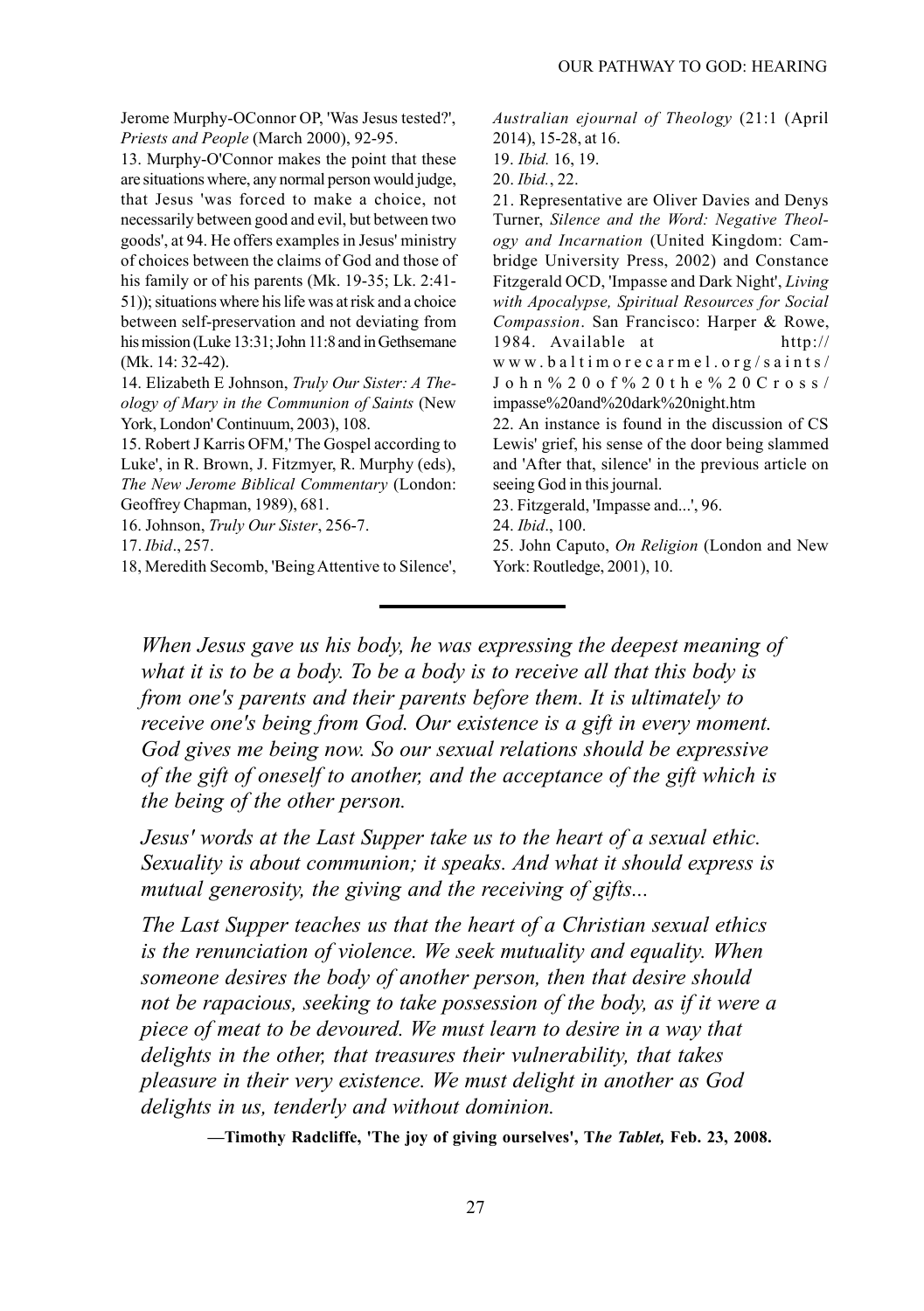Jerome Murphy-OConnor OP, 'Was Jesus tested?', *Priests and People* (March 2000), 92-95.

13. Murphy-O'Connor makes the point that these are situations where, any normal person would judge, that Jesus 'was forced to make a choice, not necessarily between good and evil, but between two goods', at 94. He offers examples in Jesus' ministry of choices between the claims of God and those of his family or of his parents (Mk. 19-35; Lk. 2:41-51)); situations where his life was at risk and a choice between self-preservation and not deviating from his mission (Luke 13:31; John 11:8 and in Gethsemane (Mk. 14: 32-42).

14. Elizabeth E Johnson, *Truly Our Sister: A Theology of Mary in the Communion of Saints* (New York, London' Continuum, 2003), 108.

15. Robert J Karris OFM,' The Gospel according to Luke', in R. Brown, J. Fitzmyer, R. Murphy (eds), *The New Jerome Biblical Commentary* (London: Geoffrey Chapman, 1989), 681.

16. Johnson, *Truly Our Sister*, 256-7.

17. *Ibid*., 257.

18, Meredith Secomb, 'Being Attentive to Silence', *Australian ejournal of Theology* (21:1 (April 2014), 15-28, at 16.

19. *Ibid.* 16, 19.

20. *Ibid.*, 22.

21. Representative are Oliver Davies and Denys Turner, *Silence and the Word: Negative Theology and Incarnation* (United Kingdom: Cambridge University Press, 2002) and Constance Fitzgerald OCD, 'Impasse and Dark Night', *Living with Apocalypse, Spiritual Resources for Social Compassion*. San Francisco: Harper & Rowe, 1984. Available at http://www.baltimorecarmel.org/saints/John%20of%20the%20Cross/impasse%20and%20dark%20night.htm

22. An instance is found in the discussion of CS Lewis' grief, his sense of the door being slammed and 'After that, silence' in the previous article on seeing God in this journal.

23. Fitzgerald, 'Impasse and...', 96.

24. *Ibid*., 100.

25. John Caputo, *On Religion* (London and New York: Routledge, 2001), 10.

---

*When Jesus gave us his body, he was expressing the deepest meaning of what it is to be a body. To be a body is to receive all that this body is from one's parents and their parents before them. It is ultimately to receive one's being from God. Our existence is a gift in every moment. God gives me being now. So our sexual relations should be expressive of the gift of oneself to another, and the acceptance of the gift which is the being of the other person.*

*Jesus' words at the Last Supper take us to the heart of a sexual ethic. Sexuality is about communion; it speaks. And what it should express is mutual generosity, the giving and the receiving of gifts...*

*The Last Supper teaches us that the heart of a Christian sexual ethics is the renunciation of violence. We seek mutuality and equality. When someone desires the body of another person, then that desire should not be rapacious, seeking to take possession of the body, as if it were a piece of meat to be devoured. We must learn to desire in a way that delights in the other, that treasures their vulnerability, that takes pleasure in their very existence. We must delight in another as God delights in us, tenderly and without dominion.*

**—Timothy Radcliffe, 'The joy of giving ourselves', T*he Tablet,* Feb. 23, 2008.**